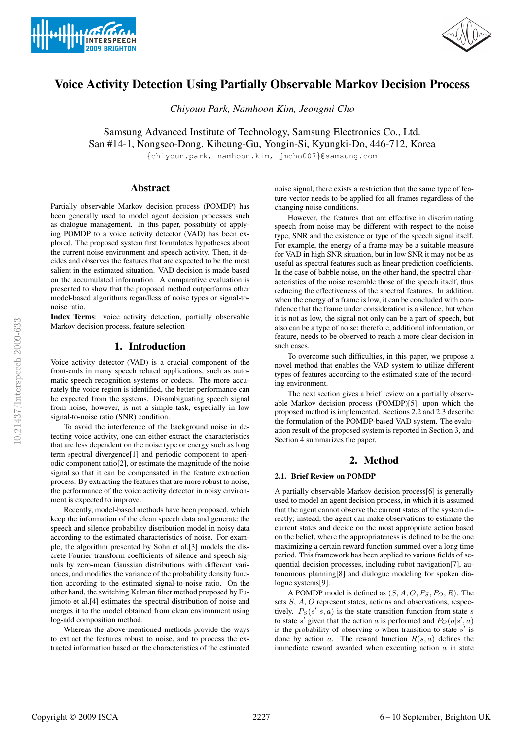# Voice Activity Detection Using Partially Observable Markov Decision Process

*Chiyoun Park, Namhoon Kim, Jeongmi Cho*

Samsung Advanced Institute of Technology, Samsung Electronics Co., Ltd.
San #14-1, Nongseo-Dong, Kiheung-Gu, Yongin-Si, Kyungki-Do, 446-712, Korea

{chiyoun.park, namhoon.kim, jmcho007}@samsung.com

## Abstract

Partially observable Markov decision process (POMDP) has been generally used to model agent decision processes such as dialogue management. In this paper, possibility of applying POMDP to a voice activity detector (VAD) has been explored. The proposed system first formulates hypotheses about the current noise environment and speech activity. Then, it decides and observes the features that are expected to be the most salient in the estimated situation. VAD decision is made based on the accumulated information. A comparative evaluation is presented to show that the proposed method outperforms other model-based algorithms regardless of noise types or signal-to-noise ratio.

**Index Terms**: voice activity detection, partially observable Markov decision process, feature selection

## 1. Introduction

Voice activity detector (VAD) is a crucial component of the front-ends in many speech related applications, such as automatic speech recognition systems or codecs. The more accurately the voice region is identified, the better performance can be expected from the systems. Disambiguating speech signal from noise, however, is not a simple task, especially in low signal-to-noise ratio (SNR) condition.

To avoid the interference of the background noise in detecting voice activity, one can either extract the characteristics that are less dependent on the noise type or energy such as long term spectral divergence[1] and periodic component to aperiodic component ratio[2], or estimate the magnitude of the noise signal so that it can be compensated in the feature extraction process. By extracting the features that are more robust to noise, the performance of the voice activity detector in noisy environment is expected to improve.

Recently, model-based methods have been proposed, which keep the information of the clean speech data and generate the speech and silence probability distribution model in noisy data according to the estimated characteristics of noise. For example, the algorithm presented by Sohn et al.[3] models the discrete Fourier transform coefficients of silence and speech signals by zero-mean Gaussian distributions with different variances, and modifies the variance of the probability density function according to the estimated signal-to-noise ratio. On the other hand, the switching Kalman filter method proposed by Fujimoto et al.[4] estimates the spectral distribution of noise and merges it to the model obtained from clean environment using log-add composition method.

Whereas the above-mentioned methods provide the ways to extract the features robust to noise, and to process the extracted information based on the characteristics of the estimated noise signal, there exists a restriction that the same type of feature vector needs to be applied for all frames regardless of the changing noise conditions.

However, the features that are effective in discriminating speech from noise may be different with respect to the noise type, SNR and the existence or type of the speech signal itself. For example, the energy of a frame may be a suitable measure for VAD in high SNR situation, but in low SNR it may not be as useful as spectral features such as linear prediction coefficients. In the case of babble noise, on the other hand, the spectral characteristics of the noise resemble those of the speech itself, thus reducing the effectiveness of the spectral features. In addition, when the energy of a frame is low, it can be concluded with confidence that the frame under consideration is a silence, but when it is not as low, the signal not only can be a part of speech, but also can be a type of noise; therefore, additional information, or feature, needs to be observed to reach a more clear decision in such cases.

To overcome such difficulties, in this paper, we propose a novel method that enables the VAD system to utilize different types of features according to the estimated state of the recording environment.

The next section gives a brief review on a partially observable Markov decision process (POMDP)[5], upon which the proposed method is implemented. Sections 2.2 and 2.3 describe the formulation of the POMDP-based VAD system. The evaluation result of the proposed system is reported in Section 3, and Section 4 summarizes the paper.

## 2. Method

### 2.1. Brief Review on POMDP

A partially observable Markov decision process[6] is generally used to model an agent decision process, in which it is assumed that the agent cannot observe the current states of the system directly; instead, the agent can make observations to estimate the current states and decide on the most appropriate action based on the belief, where the appropriateness is defined to be the one maximizing a certain reward function summed over a long time period. This framework has been applied to various fields of sequential decision processes, including robot navigation[7], autonomous planning[8] and dialogue modeling for spoken dialogue systems[9].

A POMDP model is defined as $(S, A, O, P_S, P_O, R)$. The sets $S$, $A$, $O$ represent states, actions and observations, respectively. $P_S(s'|s, a)$ is the state transition function from state $s$ to state $s'$ given that the action $a$ is performed and $P_O(o|s', a)$ is the probability of observing $o$ when transition to state $s'$ is done by action $a$. The reward function $R(s, a)$ defines the immediate reward awarded when executing action $a$ in state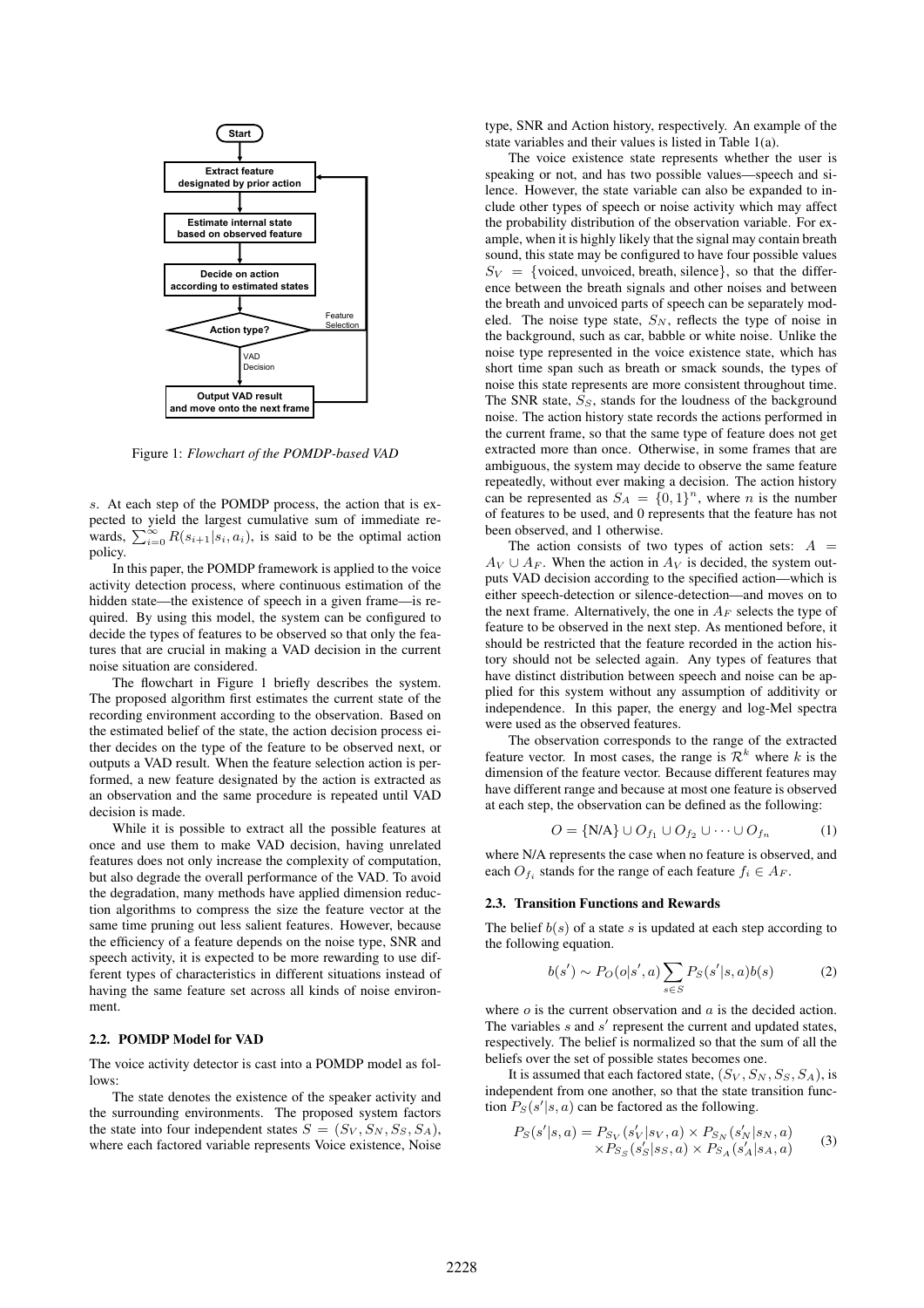Start

Extract feature designated by prior action

Estimate internal state based on observed feature

Decide on action according to estimated states

Action type?

Feature Selection

VAD Decision

Output VAD result and move onto the next frame

Figure 1: *Flowchart of the POMDP-based VAD*

$s$. At each step of the POMDP process, the action that is expected to yield the largest cumulative sum of immediate rewards, $\sum_{i=0}^{\infty} R(s_{i+1}|s_i, a_i)$, is said to be the optimal action policy.

In this paper, the POMDP framework is applied to the voice activity detection process, where continuous estimation of the hidden state—the existence of speech in a given frame—is required. By using this model, the system can be configured to decide the types of features to be observed so that only the features that are crucial in making a VAD decision in the current noise situation are considered.

The flowchart in Figure 1 briefly describes the system. The proposed algorithm first estimates the current state of the recording environment according to the observation. Based on the estimated belief of the state, the action decision process either decides on the type of the feature to be observed next, or outputs a VAD result. When the feature selection action is performed, a new feature designated by the action is extracted as an observation and the same procedure is repeated until VAD decision is made.

While it is possible to extract all the possible features at once and use them to make VAD decision, having unrelated features does not only increase the complexity of computation, but also degrade the overall performance of the VAD. To avoid the degradation, many methods have applied dimension reduction algorithms to compress the size the feature vector at the same time pruning out less salient features. However, because the efficiency of a feature depends on the noise type, SNR and speech activity, it is expected to be more rewarding to use different types of characteristics in different situations instead of having the same feature set across all kinds of noise environment.

### 2.2. POMDP Model for VAD

The voice activity detector is cast into a POMDP model as follows:

The state denotes the existence of the speaker activity and the surrounding environments. The proposed system factors the state into four independent states $S = (S_V, S_N, S_S, S_A)$, where each factored variable represents Voice existence, Noise type, SNR and Action history, respectively. An example of the state variables and their values is listed in Table 1(a).

The voice existence state represents whether the user is speaking or not, and has two possible values—speech and silence. However, the state variable can also be expanded to include other types of speech or noise activity which may affect the probability distribution of the observation variable. For example, when it is highly likely that the signal may contain breath sound, this state may be configured to have four possible values $S_V$ = {voiced, unvoiced, breath, silence}, so that the difference between the breath signals and other noises and between the breath and unvoiced parts of speech can be separately modeled. The noise type state, $S_N$, reflects the type of noise in the background, such as car, babble or white noise. Unlike the noise type represented in the voice existence state, which has short time span such as breath or smack sounds, the types of noise this state represents are more consistent throughout time. The SNR state, $S_S$, stands for the loudness of the background noise. The action history state records the actions performed in the current frame, so that the same type of feature does not get extracted more than once. Otherwise, in some frames that are ambiguous, the system may decide to observe the same feature repeatedly, without ever making a decision. The action history can be represented as $S_A = \{0, 1\}^n$, where $n$ is the number of features to be used, and 0 represents that the feature has not been observed, and 1 otherwise.

The action consists of two types of action sets: $A = A_V \cup A_F$. When the action in $A_V$ is decided, the system outputs VAD decision according to the specified action—which is either speech-detection or silence-detection—and moves on to the next frame. Alternatively, the one in $A_F$ selects the type of feature to be observed in the next step. As mentioned before, it should be restricted that the feature recorded in the action history should not be selected again. Any types of features that have distinct distribution between speech and noise can be applied for this system without any assumption of additivity or independence. In this paper, the energy and log-Mel spectra were used as the observed features.

The observation corresponds to the range of the extracted feature vector. In most cases, the range is $\mathcal{R}^k$ where $k$ is the dimension of the feature vector. Because different features may have different range and because at most one feature is observed at each step, the observation can be defined as the following:

$$O = \{\text{N/A}\} \cup O_{f_1} \cup O_{f_2} \cup \cdots \cup O_{f_n} \tag{1}$$

where N/A represents the case when no feature is observed, and each $O_{f_i}$ stands for the range of each feature $f_i \in A_F$.

### 2.3. Transition Functions and Rewards

The belief $b(s)$ of a state $s$ is updated at each step according to the following equation.

$$b(s') \sim P_O(o|s', a) \sum_{s \in S} P_S(s'|s, a) b(s) \tag{2}$$

where $o$ is the current observation and $a$ is the decided action. The variables $s$ and $s'$ represent the current and updated states, respectively. The belief is normalized so that the sum of all the beliefs over the set of possible states becomes one.

It is assumed that each factored state, $(S_V, S_N, S_S, S_A)$, is independent from one another, so that the state transition function $P_S(s'|s, a)$ can be factored as the following.

$$\begin{aligned} P_S(s'|s, a) = & P_{S_V}(s'_V|s_V, a) \times P_{S_N}(s'_N|s_N, a) \\ & \times P_{S_S}(s'_S|s_S, a) \times P_{S_A}(s'_A|s_A, a) \end{aligned} \tag{3}$$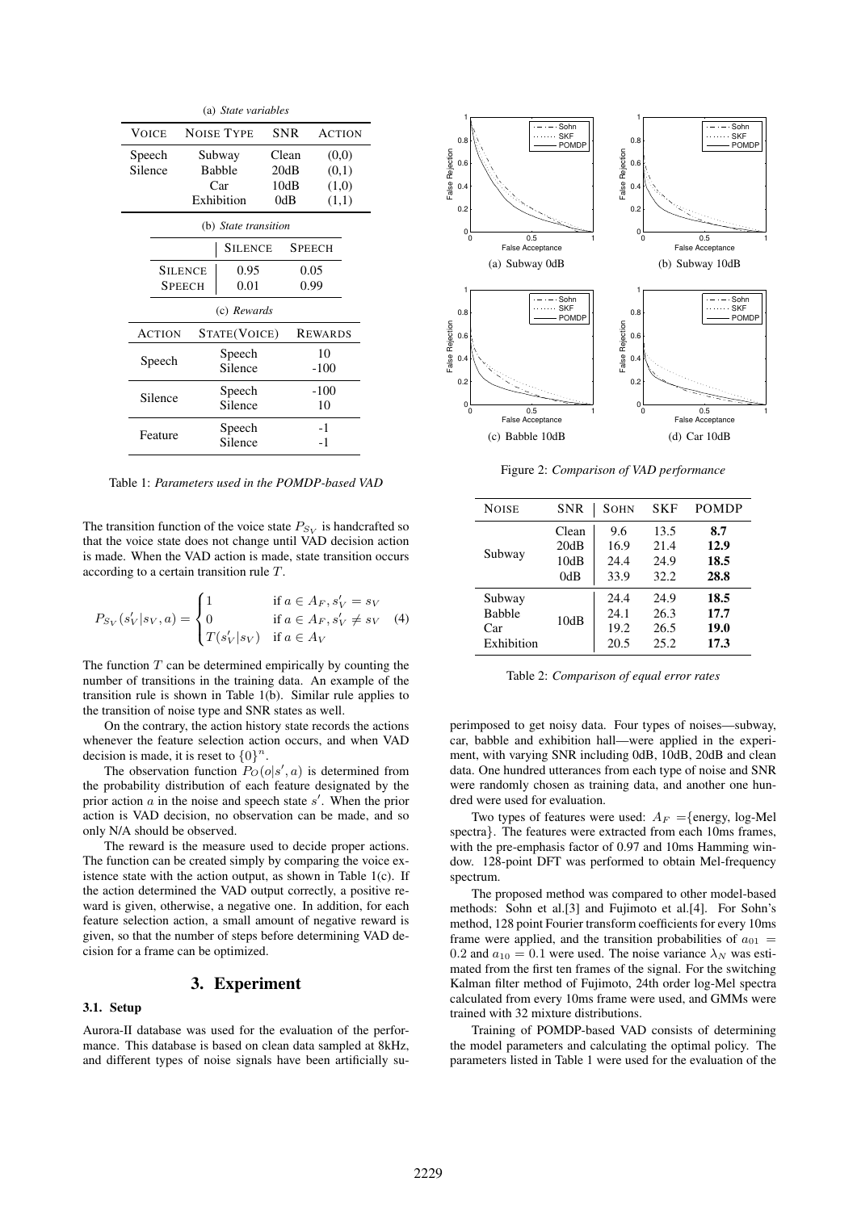(a) *State variables*

| Voice | Noise Type | SNR | Action |
|---|---|---|---|
| Speech | Subway | Clean | (0,0) |
| Silence | Babble | 20dB | (0,1) |
| | Car | 10dB | (1,0) |
| | Exhibition | 0dB | (1,1) |

(b) *State transition*

| | Silence | Speech |
|---|---|---|
| Silence | 0.95 | 0.05 |
| Speech | 0.01 | 0.99 |

(c) *Rewards*

| Action | State(Voice) | Rewards |
|---|---|---|
| Speech | Speech | 10 |
| | Silence | -100 |
| Silence | Speech | -100 |
| | Silence | 10 |
| Feature | Speech | -1 |
| | Silence | -1 |

Table 1: *Parameters used in the POMDP-based VAD*

The transition function of the voice state $P_{S_V}$ is handcrafted so that the voice state does not change until VAD decision action is made. When the VAD action is made, state transition occurs according to a certain transition rule $T$.

$$P_{S_V}(s'_V|s_V,a) = \begin{cases} 1 & \text{if } a \in A_F, s'_V = s_V \\ 0 & \text{if } a \in A_F, s'_V \neq s_V \\ T(s'_V|s_V) & \text{if } a \in A_V \end{cases} \quad (4)$$

The function $T$ can be determined empirically by counting the number of transitions in the training data. An example of the transition rule is shown in Table 1(b). Similar rule applies to the transition of noise type and SNR states as well.

On the contrary, the action history state records the actions whenever the feature selection action occurs, and when VAD decision is made, it is reset to $\{0\}^n$.

The observation function $P_O(o|s',a)$ is determined from the probability distribution of each feature designated by the prior action $a$ in the noise and speech state $s'$. When the prior action is VAD decision, no observation can be made, and so only N/A should be observed.

The reward is the measure used to decide proper actions. The function can be created simply by comparing the voice existence state with the action output, as shown in Table 1(c). If the action determined the VAD output correctly, a positive reward is given, otherwise, a negative one. In addition, for each feature selection action, a small amount of negative reward is given, so that the number of steps before determining VAD decision for a frame can be optimized.

# 3. Experiment

## 3.1. Setup

Aurora-II database was used for the evaluation of the performance. This database is based on clean data sampled at 8kHz, and different types of noise signals have been artificially superimposed to get noisy data. Four types of noises—subway, car, babble and exhibition hall—were applied in the experiment, with varying SNR including 0dB, 10dB, 20dB and clean data. One hundred utterances from each type of noise and SNR were randomly chosen as training data, and another one hundred were used for evaluation.

Two types of features were used: $A_F$ ={energy, log-Mel spectra}. The features were extracted from each 10ms frames, with the pre-emphasis factor of 0.97 and 10ms Hamming window. 128-point DFT was performed to obtain Mel-frequency spectrum.

The proposed method was compared to other model-based methods: Sohn et al.[3] and Fujimoto et al.[4]. For Sohn's method, 128 point Fourier transform coefficients for every 10ms frame were applied, and the transition probabilities of $a_{01} = 0.2$ and $a_{10} = 0.1$ were used. The noise variance $\lambda_N$ was estimated from the first ten frames of the signal. For the switching Kalman filter method of Fujimoto, 24th order log-Mel spectra calculated from every 10ms frame were used, and GMMs were trained with 32 mixture distributions.

Training of POMDP-based VAD consists of determining the model parameters and calculating the optimal policy. The parameters listed in Table 1 were used for the evaluation of the

(a) Subway 0dB

(b) Subway 10dB

(c) Babble 10dB

(d) Car 10dB

Figure 2: *Comparison of VAD performance*

| Noise | SNR | Sohn | SKF | POMDP |
|---|---|---|---|---|
| Subway | Clean | 9.6 | 13.5 | **8.7** |
| | 20dB | 16.9 | 21.4 | **12.9** |
| | 10dB | 24.4 | 24.9 | **18.5** |
| | 0dB | 33.9 | 32.2 | **28.8** |
| Subway | 10dB | 24.4 | 24.9 | **18.5** |
| Babble | | 24.1 | 26.3 | **17.7** |
| Car | | 19.2 | 26.5 | **19.0** |
| Exhibition | | 20.5 | 25.2 | **17.3** |

Table 2: *Comparison of equal error rates*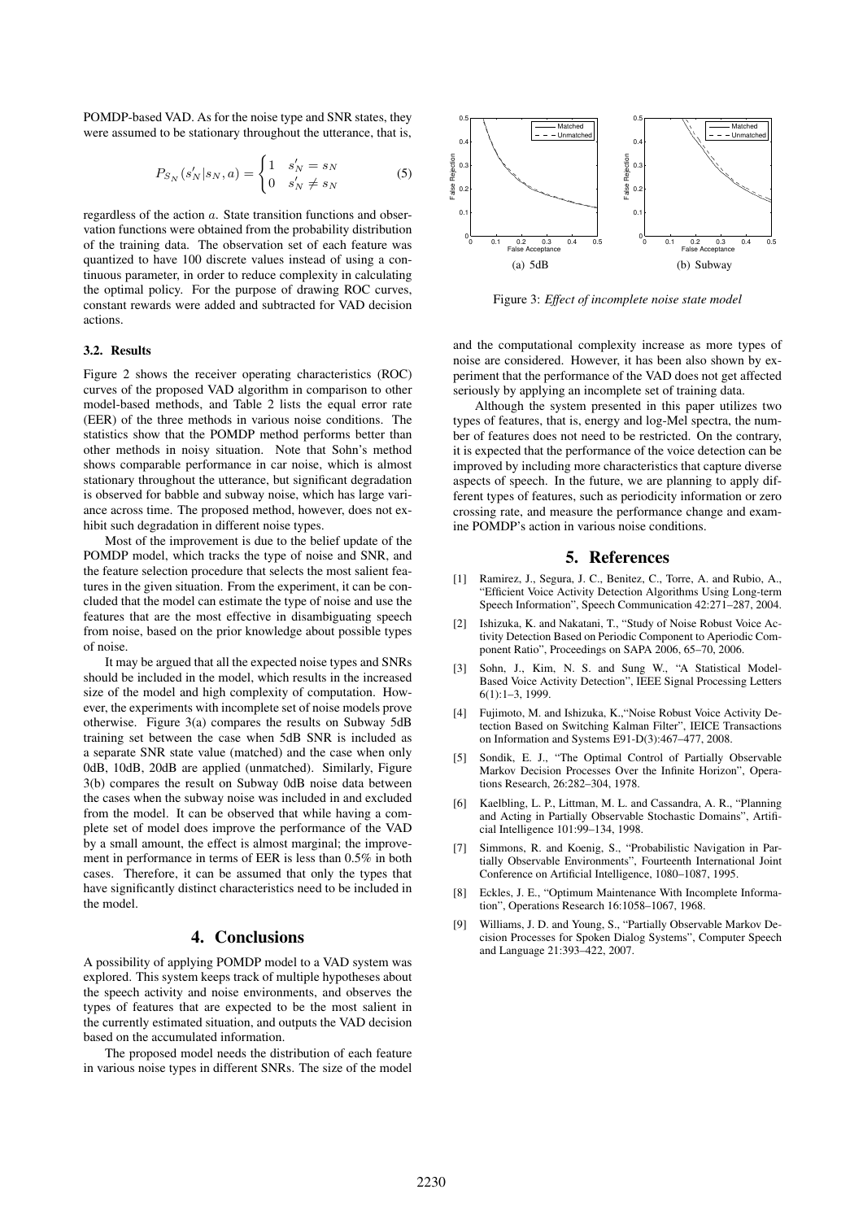POMDP-based VAD. As for the noise type and SNR states, they were assumed to be stationary throughout the utterance, that is,

$$P_{S_N}(s'_N|s_N, a) = \begin{cases} 1 & s'_N = s_N \\ 0 & s'_N \neq s_N \end{cases} \quad (5)$$

regardless of the action $a$. State transition functions and observation functions were obtained from the probability distribution of the training data. The observation set of each feature was quantized to have 100 discrete values instead of using a continuous parameter, in order to reduce complexity in calculating the optimal policy. For the purpose of drawing ROC curves, constant rewards were added and subtracted for VAD decision actions.

### 3.2. Results

Figure 2 shows the receiver operating characteristics (ROC) curves of the proposed VAD algorithm in comparison to other model-based methods, and Table 2 lists the equal error rate (EER) of the three methods in various noise conditions. The statistics show that the POMDP method performs better than other methods in noisy situation. Note that Sohn's method shows comparable performance in car noise, which is almost stationary throughout the utterance, but significant degradation is observed for babble and subway noise, which has large variance across time. The proposed method, however, does not exhibit such degradation in different noise types.

Most of the improvement is due to the belief update of the POMDP model, which tracks the type of noise and SNR, and the feature selection procedure that selects the most salient features in the given situation. From the experiment, it can be concluded that the model can estimate the type of noise and use the features that are the most effective in disambiguating speech from noise, based on the prior knowledge about possible types of noise.

It may be argued that all the expected noise types and SNRs should be included in the model, which results in the increased size of the model and high complexity of computation. However, the experiments with incomplete set of noise models prove otherwise. Figure 3(a) compares the results on Subway 5dB training set between the case when 5dB SNR is included as a separate SNR state value (matched) and the case when only 0dB, 10dB, 20dB are applied (unmatched). Similarly, Figure 3(b) compares the result on Subway 0dB noise data between the cases when the subway noise was included in and excluded from the model. It can be observed that while having a complete set of model does improve the performance of the VAD by a small amount, the effect is almost marginal; the improvement in performance in terms of EER is less than 0.5% in both cases. Therefore, it can be assumed that only the types that have significantly distinct characteristics need to be included in the model.

Matched
Unmatched
False Rejection
False Acceptance
(a) 5dB

Matched
Unmatched
False Rejection
False Acceptance
(b) Subway

Figure 3: *Effect of incomplete noise state model*

## 4. Conclusions

A possibility of applying POMDP model to a VAD system was explored. This system keeps track of multiple hypotheses about the speech activity and noise environments, and observes the types of features that are expected to be the most salient in the currently estimated situation, and outputs the VAD decision based on the accumulated information.

The proposed model needs the distribution of each feature in various noise types in different SNRs. The size of the model and the computational complexity increase as more types of noise are considered. However, it has been also shown by experiment that the performance of the VAD does not get affected seriously by applying an incomplete set of training data.

Although the system presented in this paper utilizes two types of features, that is, energy and log-Mel spectra, the number of features does not need to be restricted. On the contrary, it is expected that the performance of the voice detection can be improved by including more characteristics that capture diverse aspects of speech. In the future, we are planning to apply different types of features, such as periodicity information or zero crossing rate, and measure the performance change and examine POMDP's action in various noise conditions.

## 5. References

[1] Ramirez, J., Segura, J. C., Benitez, C., Torre, A. and Rubio, A., "Efficient Voice Activity Detection Algorithms Using Long-term Speech Information", Speech Communication 42:271–287, 2004.

[2] Ishizuka, K. and Nakatani, T., "Study of Noise Robust Voice Activity Detection Based on Periodic Component to Aperiodic Component Ratio", Proceedings on SAPA 2006, 65–70, 2006.

[3] Sohn, J., Kim, N. S. and Sung W., "A Statistical Model-Based Voice Activity Detection", IEEE Signal Processing Letters 6(1):1–3, 1999.

[4] Fujimoto, M. and Ishizuka, K.,"Noise Robust Voice Activity Detection Based on Switching Kalman Filter", IEICE Transactions on Information and Systems E91-D(3):467–477, 2008.

[5] Sondik, E. J., "The Optimal Control of Partially Observable Markov Decision Processes Over the Infinite Horizon", Operations Research, 26:282–304, 1978.

[6] Kaelbling, L. P., Littman, M. L. and Cassandra, A. R., "Planning and Acting in Partially Observable Stochastic Domains", Artificial Intelligence 101:99–134, 1998.

[7] Simmons, R. and Koenig, S., "Probabilistic Navigation in Partially Observable Environments", Fourteenth International Joint Conference on Artificial Intelligence, 1080–1087, 1995.

[8] Eckles, J. E., "Optimum Maintenance With Incomplete Information", Operations Research 16:1058–1067, 1968.

[9] Williams, J. D. and Young, S., "Partially Observable Markov Decision Processes for Spoken Dialog Systems", Computer Speech and Language 21:393–422, 2007.